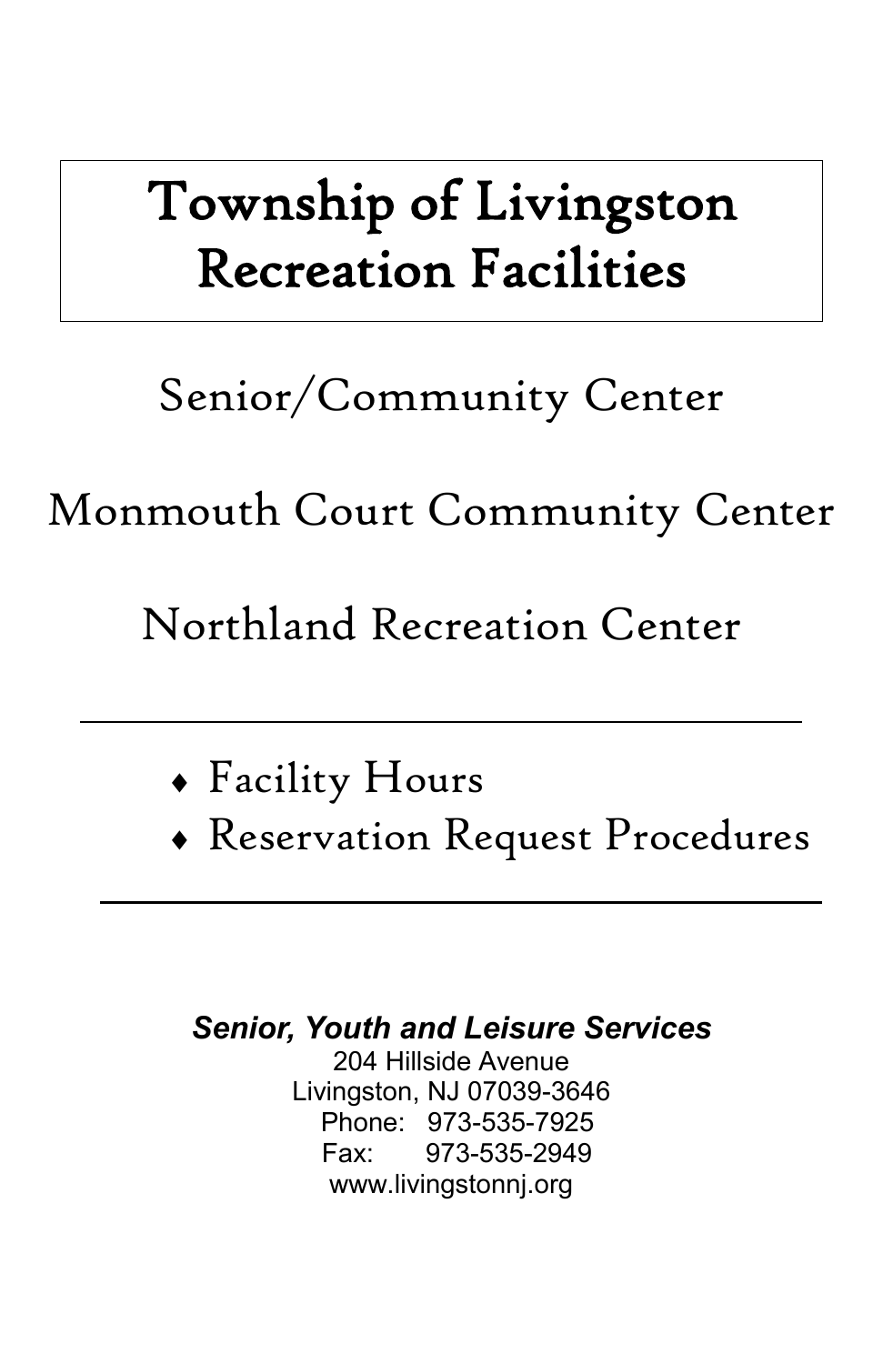# Township of Livingston Recreation Facilities

## Senior/Community Center

## Monmouth Court Community Center

## Northland Recreation Center

---

- Facility Hours
- Reservation Request Procedures

---

***Senior, Youth and Leisure Services***

204 Hillside Avenue
Livingston, NJ 07039-3646
Phone: 973-535-7925
Fax: 973-535-2949
www.livingstonnj.org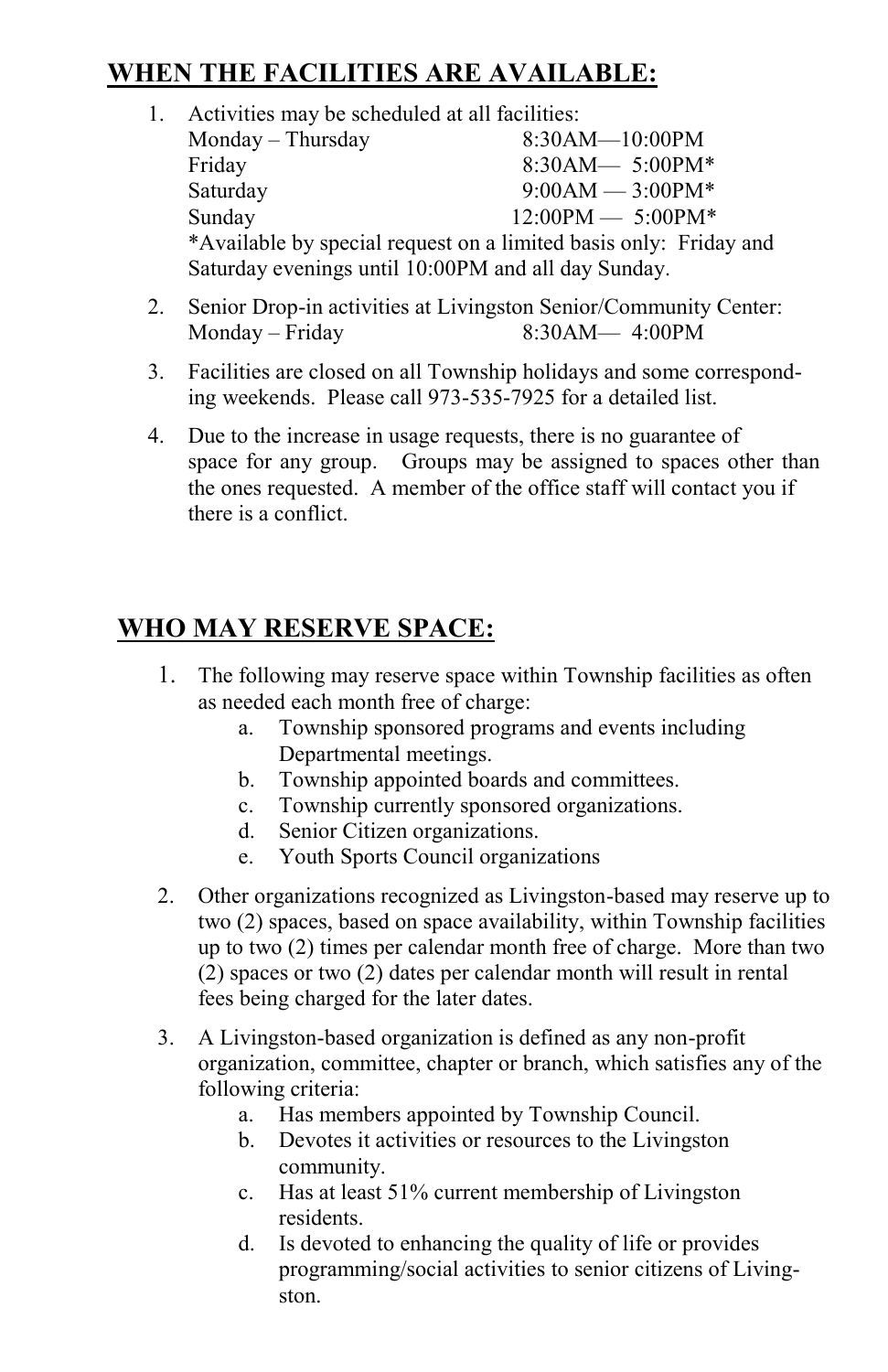## WHEN THE FACILITIES ARE AVAILABLE:

1. Activities may be scheduled at all facilities:

   | | |
   |---|---|
   | Monday – Thursday | 8:30AM—10:00PM |
   | Friday | 8:30AM— 5:00PM* |
   | Saturday | 9:00AM — 3:00PM* |
   | Sunday | 12:00PM — 5:00PM* |

   *Available by special request on a limited basis only: Friday and Saturday evenings until 10:00PM and all day Sunday.

2. Senior Drop-in activities at Livingston Senior/Community Center:
   Monday – Friday 8:30AM— 4:00PM

3. Facilities are closed on all Township holidays and some corresponding weekends. Please call 973-535-7925 for a detailed list.

4. Due to the increase in usage requests, there is no guarantee of space for any group. Groups may be assigned to spaces other than the ones requested. A member of the office staff will contact you if there is a conflict.

## WHO MAY RESERVE SPACE:

1. The following may reserve space within Township facilities as often as needed each month free of charge:
   a. Township sponsored programs and events including Departmental meetings.
   b. Township appointed boards and committees.
   c. Township currently sponsored organizations.
   d. Senior Citizen organizations.
   e. Youth Sports Council organizations

2. Other organizations recognized as Livingston-based may reserve up to two (2) spaces, based on space availability, within Township facilities up to two (2) times per calendar month free of charge. More than two (2) spaces or two (2) dates per calendar month will result in rental fees being charged for the later dates.

3. A Livingston-based organization is defined as any non-profit organization, committee, chapter or branch, which satisfies any of the following criteria:
   a. Has members appointed by Township Council.
   b. Devotes it activities or resources to the Livingston community.
   c. Has at least 51% current membership of Livingston residents.
   d. Is devoted to enhancing the quality of life or provides programming/social activities to senior citizens of Livingston.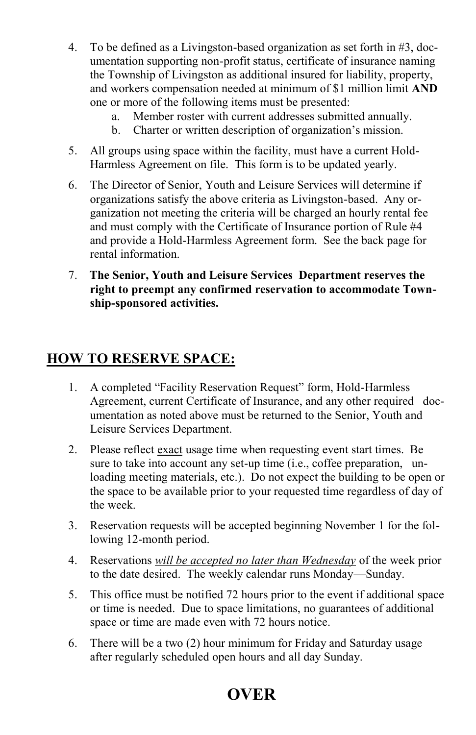4. To be defined as a Livingston-based organization as set forth in #3, documentation supporting non-profit status, certificate of insurance naming the Township of Livingston as additional insured for liability, property, and workers compensation needed at minimum of $1 million limit **AND** one or more of the following items must be presented:
    a. Member roster with current addresses submitted annually.
    b. Charter or written description of organization's mission.

5. All groups using space within the facility, must have a current Hold-Harmless Agreement on file. This form is to be updated yearly.

6. The Director of Senior, Youth and Leisure Services will determine if organizations satisfy the above criteria as Livingston-based. Any organization not meeting the criteria will be charged an hourly rental fee and must comply with the Certificate of Insurance portion of Rule #4 and provide a Hold-Harmless Agreement form. See the back page for rental information.

7. **The Senior, Youth and Leisure Services Department reserves the right to preempt any confirmed reservation to accommodate Township-sponsored activities.**

## HOW TO RESERVE SPACE:

1. A completed "Facility Reservation Request" form, Hold-Harmless Agreement, current Certificate of Insurance, and any other required documentation as noted above must be returned to the Senior, Youth and Leisure Services Department.

2. Please reflect <u>exact</u> usage time when requesting event start times. Be sure to take into account any set-up time (i.e., coffee preparation, unloading meeting materials, etc.). Do not expect the building to be open or the space to be available prior to your requested time regardless of day of the week.

3. Reservation requests will be accepted beginning November 1 for the following 12-month period.

4. Reservations <u>*will be accepted no later than Wednesday*</u> of the week prior to the date desired. The weekly calendar runs Monday—Sunday.

5. This office must be notified 72 hours prior to the event if additional space or time is needed. Due to space limitations, no guarantees of additional space or time are made even with 72 hours notice.

6. There will be a two (2) hour minimum for Friday and Saturday usage after regularly scheduled open hours and all day Sunday.

# OVER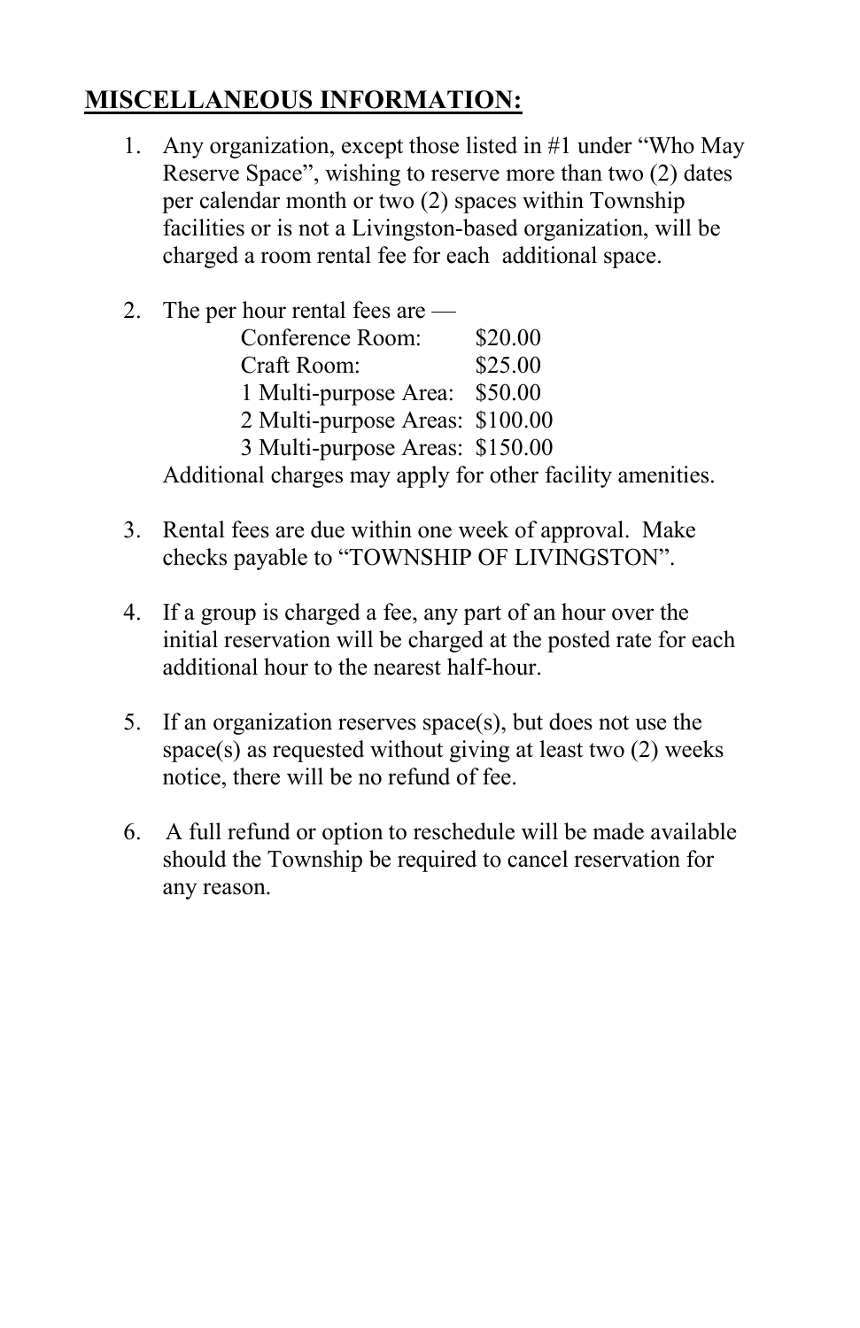## MISCELLANEOUS INFORMATION:

1. Any organization, except those listed in #1 under "Who May Reserve Space", wishing to reserve more than two (2) dates per calendar month or two (2) spaces within Township facilities or is not a Livingston-based organization, will be charged a room rental fee for each additional space.

2. The per hour rental fees are —

   | | |
   |---|---|
   | Conference Room: | $20.00 |
   | Craft Room: | $25.00 |
   | 1 Multi-purpose Area: | $50.00 |
   | 2 Multi-purpose Areas: | $100.00 |
   | 3 Multi-purpose Areas: | $150.00 |

   Additional charges may apply for other facility amenities.

3. Rental fees are due within one week of approval. Make checks payable to "TOWNSHIP OF LIVINGSTON".

4. If a group is charged a fee, any part of an hour over the initial reservation will be charged at the posted rate for each additional hour to the nearest half-hour.

5. If an organization reserves space(s), but does not use the space(s) as requested without giving at least two (2) weeks notice, there will be no refund of fee.

6. A full refund or option to reschedule will be made available should the Township be required to cancel reservation for any reason.